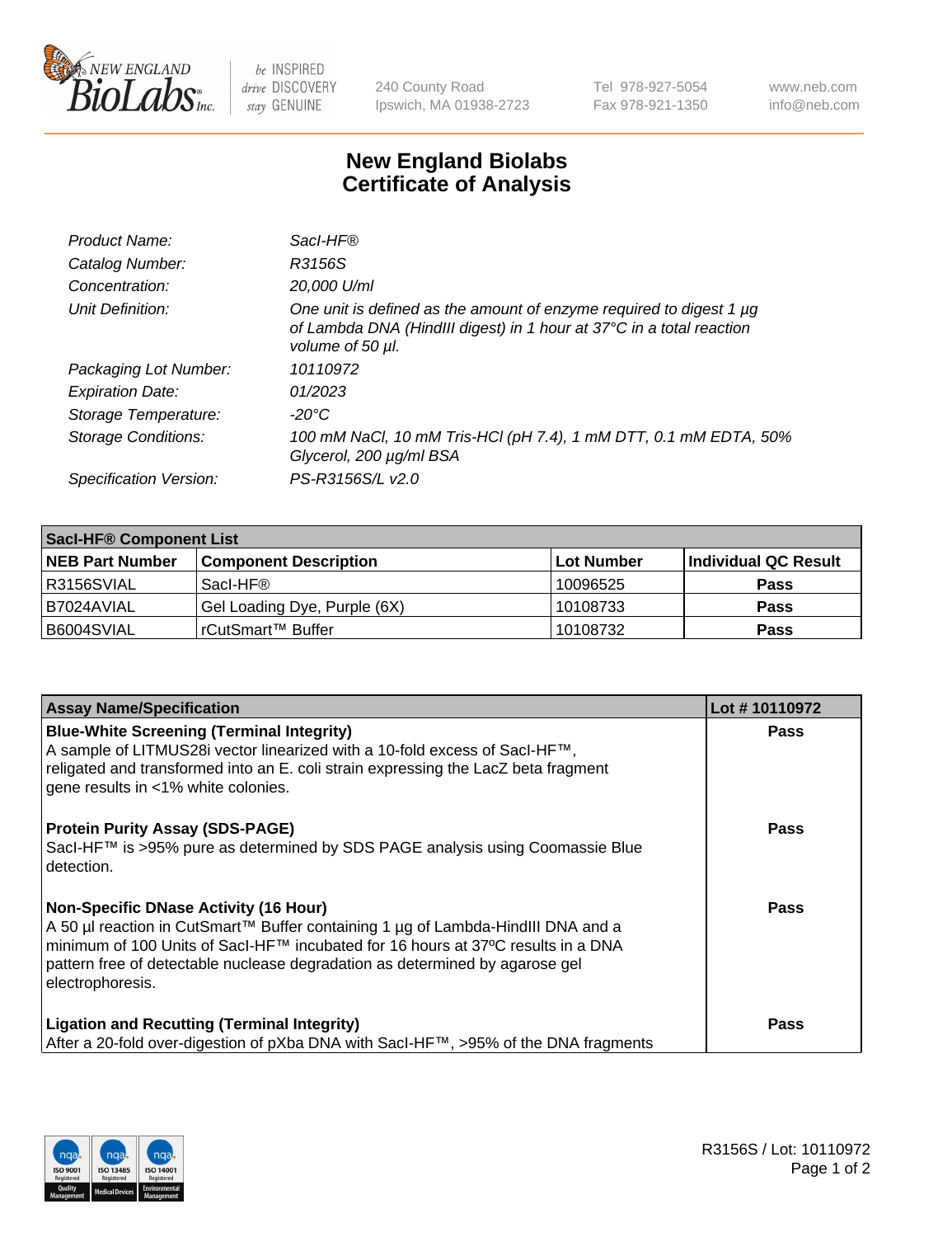240 County Road
Ipswich, MA 01938-2723

Tel 978-927-5054
Fax 978-921-1350

www.neb.com
info@neb.com

# New England Biolabs
# Certificate of Analysis

| | |
|---|---|
| *Product Name:* | *SacI-HF®* |
| *Catalog Number:* | *R3156S* |
| *Concentration:* | *20,000 U/ml* |
| *Unit Definition:* | *One unit is defined as the amount of enzyme required to digest 1 µg of Lambda DNA (HindIII digest) in 1 hour at 37°C in a total reaction volume of 50 µl.* |
| *Packaging Lot Number:* | *10110972* |
| *Expiration Date:* | *01/2023* |
| *Storage Temperature:* | *-20°C* |
| *Storage Conditions:* | *100 mM NaCl, 10 mM Tris-HCl (pH 7.4), 1 mM DTT, 0.1 mM EDTA, 50% Glycerol, 200 µg/ml BSA* |
| *Specification Version:* | *PS-R3156S/L v2.0* |

| **SacI-HF® Component List** | | | |
|---|---|---|---|
| **NEB Part Number** | **Component Description** | **Lot Number** | **Individual QC Result** |
| R3156SVIAL | SacI-HF® | 10096525 | **Pass** |
| B7024AVIAL | Gel Loading Dye, Purple (6X) | 10108733 | **Pass** |
| B6004SVIAL | rCutSmart™ Buffer | 10108732 | **Pass** |

| **Assay Name/Specification** | **Lot # 10110972** |
|---|---|
| **Blue-White Screening (Terminal Integrity)**<br>A sample of LITMUS28i vector linearized with a 10-fold excess of SacI-HF™, religated and transformed into an E. coli strain expressing the LacZ beta fragment gene results in <1% white colonies. | **Pass** |
| **Protein Purity Assay (SDS-PAGE)**<br>SacI-HF™ is >95% pure as determined by SDS PAGE analysis using Coomassie Blue detection. | **Pass** |
| **Non-Specific DNase Activity (16 Hour)**<br>A 50 µl reaction in CutSmart™ Buffer containing 1 µg of Lambda-HindIII DNA and a minimum of 100 Units of SacI-HF™ incubated for 16 hours at 37ºC results in a DNA pattern free of detectable nuclease degradation as determined by agarose gel electrophoresis. | **Pass** |
| **Ligation and Recutting (Terminal Integrity)**<br>After a 20-fold over-digestion of pXba DNA with SacI-HF™, >95% of the DNA fragments | **Pass** |

R3156S / Lot: 10110972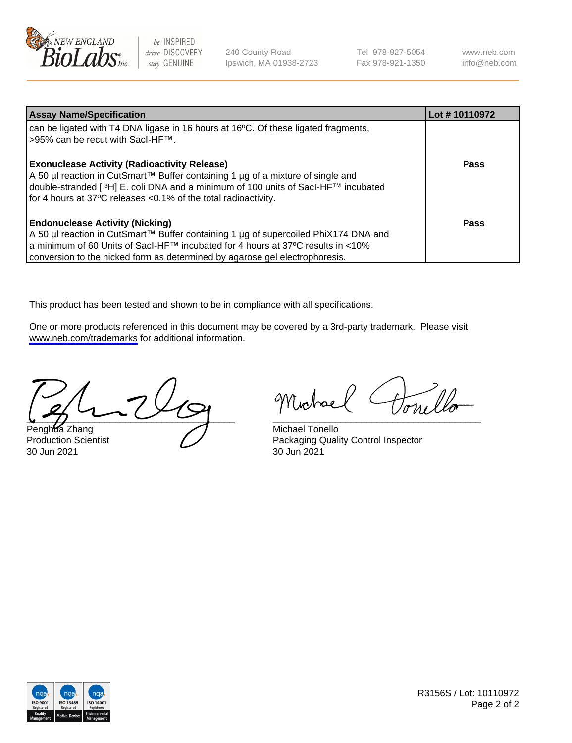240 County Road
Ipswich, MA 01938-2723

Tel 978-927-5054
Fax 978-921-1350

www.neb.com
info@neb.com

| Assay Name/Specification | Lot # 10110972 |
| --- | --- |
| can be ligated with T4 DNA ligase in 16 hours at 16ºC. Of these ligated fragments, >95% can be recut with SacI-HF™. | |
| **Exonuclease Activity (Radioactivity Release)**<br>A 50 µl reaction in CutSmart™ Buffer containing 1 µg of a mixture of single and double-stranded [ ³H] E. coli DNA and a minimum of 100 units of SacI-HF™ incubated for 4 hours at 37ºC releases <0.1% of the total radioactivity. | **Pass** |
| **Endonuclease Activity (Nicking)**<br>A 50 µl reaction in CutSmart™ Buffer containing 1 µg of supercoiled PhiX174 DNA and a minimum of 60 Units of SacI-HF™ incubated for 4 hours at 37ºC results in <10% conversion to the nicked form as determined by agarose gel electrophoresis. | **Pass** |

This product has been tested and shown to be in compliance with all specifications.

One or more products referenced in this document may be covered by a 3rd-party trademark. Please visit www.neb.com/trademarks for additional information.

Penghua Zhang
Production Scientist
30 Jun 2021

Michael Tonello
Packaging Quality Control Inspector
30 Jun 2021

R3156S / Lot: 10110972